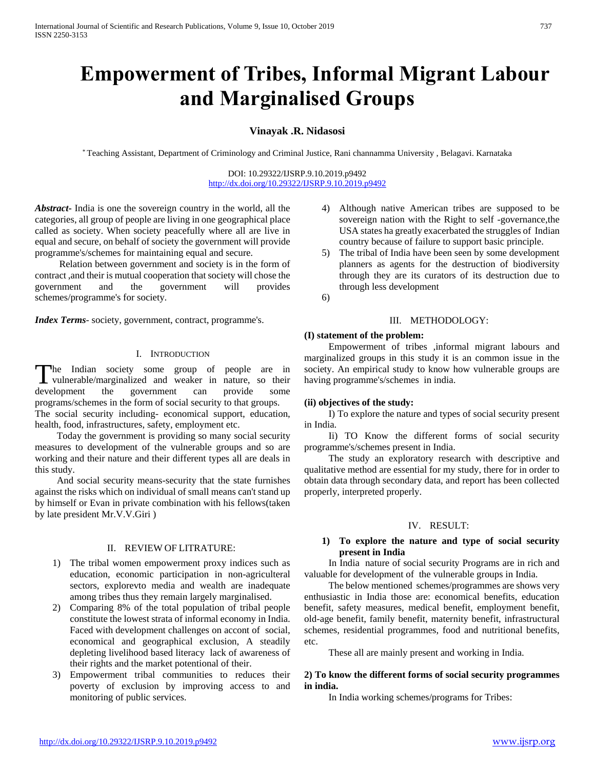# Empowerment of Tribes, Informal Migrant Labour and Marginalised Groups

**Vinayak .R. Nidasosi**

[*] Teaching Assistant, Department of Criminology and Criminal Justice, Rani channamma University , Belagavi. Karnataka

DOI: 10.29322/IJSRP.9.10.2019.p9492
http://dx.doi.org/10.29322/IJSRP.9.10.2019.p9492

***Abstract***- India is one the sovereign country in the world, all the categories, all group of people are living in one geographical place called as society. When society peacefully where all are live in equal and secure, on behalf of society the government will provide programme's/schemes for maintaining equal and secure.

Relation between government and society is in the form of contract ,and their is mutual cooperation that society will chose the government and the government will provides schemes/programme's for society.

***Index Terms***- society, government, contract, programme's.

## I. Introduction

The Indian society some group of people are in vulnerable/marginalized and weaker in nature, so their development the government can provide some programs/schemes in the form of social security to that groups.
The social security including- economical support, education, health, food, infrastructures, safety, employment etc.

Today the government is providing so many social security measures to development of the vulnerable groups and so are working and their nature and their different types all are deals in this study.

And social security means-security that the state furnishes against the risks which on individual of small means can't stand up by himself or Evan in private combination with his fellows(taken by late president Mr.V.V.Giri )

## II. REVIEW OF LITRATURE:

1) The tribal women empowerment proxy indices such as education, economic participation in non-agriculteral sectors, explorevto media and wealth are inadequate among tribes thus they remain largely marginalised.
2) Comparing 8% of the total population of tribal people constitute the lowest strata of informal economy in India. Faced with development challenges on accont of social, economical and geographical exclusion, A steadily depleting livelihood based literacy lack of awareness of their rights and the market potentional of their.
3) Empowerment tribal communities to reduces their poverty of exclusion by improving access to and monitoring of public services.
4) Although native American tribes are supposed to be sovereign nation with the Right to self -governance,the USA states ha greatly exacerbated the struggles of Indian country because of failure to support basic principle.
5) The tribal of India have been seen by some development planners as agents for the destruction of biodiversity through they are its curators of its destruction due to through less development
6)

## III. METHODOLOGY:

**(I) statement of the problem:**

Empowerment of tribes ,informal migrant labours and marginalized groups in this study it is an common issue in the society. An empirical study to know how vulnerable groups are having programme's/schemes in india.

**(ii) objectives of the study:**

I) To explore the nature and types of social security present in India.

Ii) TO Know the different forms of social security programme's/schemes present in India.

The study an exploratory research with descriptive and qualitative method are essential for my study, there for in order to obtain data through secondary data, and report has been collected properly, interpreted properly.

## IV. RESULT:

**1) To explore the nature and type of social security present in India**

In India nature of social security Programs are in rich and valuable for development of the vulnerable groups in India.

The below mentioned schemes/programmes are shows very enthusiastic in India those are: economical benefits, education benefit, safety measures, medical benefit, employment benefit, old-age benefit, family benefit, maternity benefit, infrastructural schemes, residential programmes, food and nutritional benefits, etc.

These all are mainly present and working in India.

**2) To know the different forms of social security programmes in india.**

In India working schemes/programs for Tribes: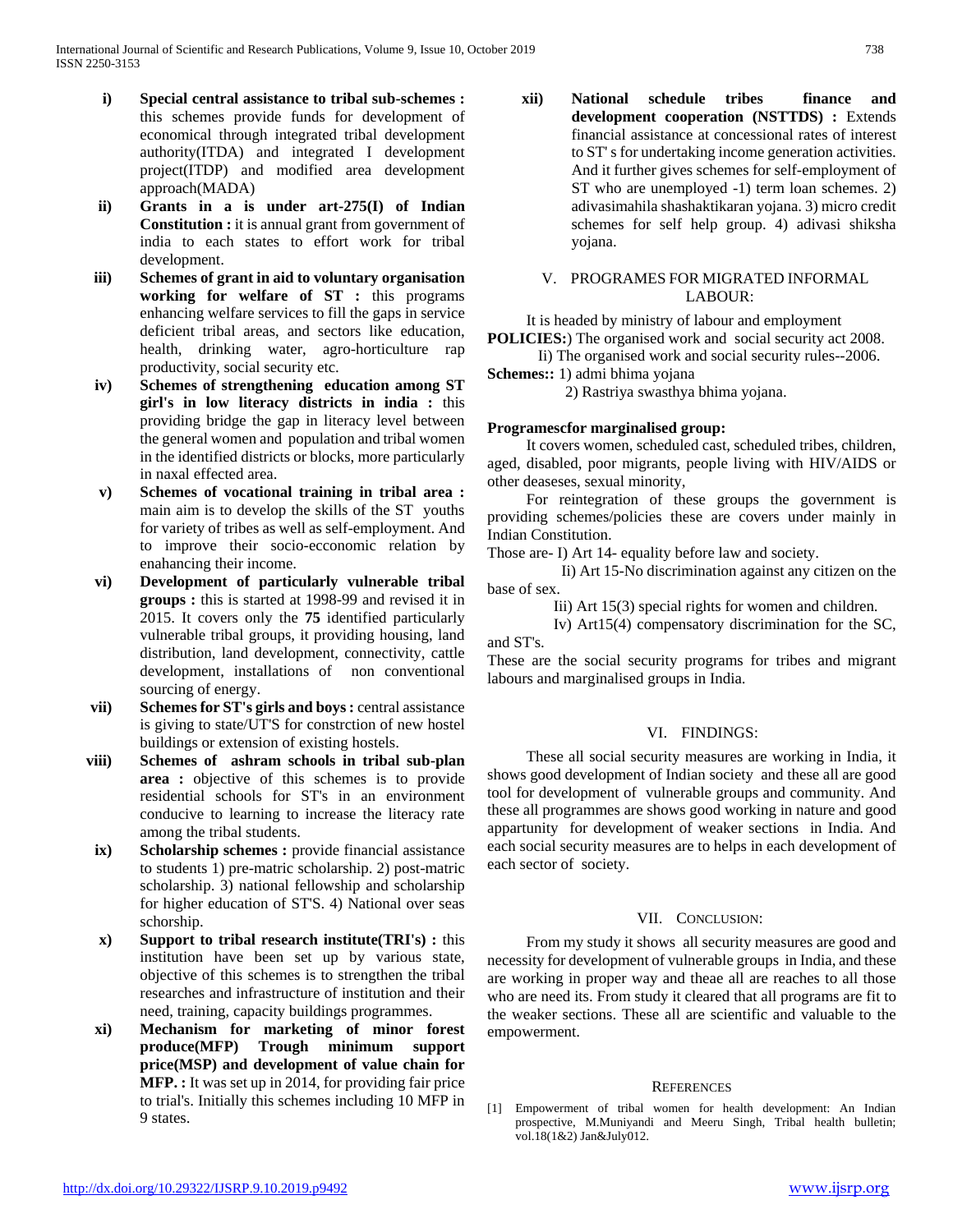i) **Special central assistance to tribal sub-schemes :** this schemes provide funds for development of economical through integrated tribal development authority(ITDA) and integrated I development project(ITDP) and modified area development approach(MADA)

ii) **Grants in a is under art-275(I) of Indian Constitution :** it is annual grant from government of india to each states to effort work for tribal development.

iii) **Schemes of grant in aid to voluntary organisation working for welfare of ST :** this programs enhancing welfare services to fill the gaps in service deficient tribal areas, and sectors like education, health, drinking water, agro-horticulture rap productivity, social security etc.

iv) **Schemes of strengthening education among ST girl's in low literacy districts in india :** this providing bridge the gap in literacy level between the general women and population and tribal women in the identified districts or blocks, more particularly in naxal effected area.

v) **Schemes of vocational training in tribal area :** main aim is to develop the skills of the ST youths for variety of tribes as well as self-employment. And to improve their socio-ecconomic relation by enahancing their income.

vi) **Development of particularly vulnerable tribal groups :** this is started at 1998-99 and revised it in 2015. It covers only the **75** identified particularly vulnerable tribal groups, it providing housing, land distribution, land development, connectivity, cattle development, installations of non conventional sourcing of energy.

vii) **Schemes for ST's girls and boys :** central assistance is giving to state/UT'S for constrction of new hostel buildings or extension of existing hostels.

viii) **Schemes of ashram schools in tribal sub-plan area :** objective of this schemes is to provide residential schools for ST's in an environment conducive to learning to increase the literacy rate among the tribal students.

ix) **Scholarship schemes :** provide financial assistance to students 1) pre-matric scholarship. 2) post-matric scholarship. 3) national fellowship and scholarship for higher education of ST'S. 4) National over seas schorship.

x) **Support to tribal research institute(TRI's) :** this institution have been set up by various state, objective of this schemes is to strengthen the tribal researches and infrastructure of institution and their need, training, capacity buildings programmes.

xi) **Mechanism for marketing of minor forest produce(MFP) Trough minimum support price(MSP) and development of value chain for MFP. :** It was set up in 2014, for providing fair price to trial's. Initially this schemes including 10 MFP in 9 states.

xii) **National schedule tribes finance and development cooperation (NSTTDS) :** Extends financial assistance at concessional rates of interest to ST' s for undertaking income generation activities. And it further gives schemes for self-employment of ST who are unemployed -1) term loan schemes. 2) adivasimahila shashaktikaran yojana. 3) micro credit schemes for self help group. 4) adivasi shiksha yojana.

## V. PROGRAMES FOR MIGRATED INFORMAL LABOUR:

It is headed by ministry of labour and employment

**POLICIES:**) The organised work and social security act 2008.

Ii) The organised work and social security rules--2006.

**Schemes::** 1) admi bhima yojana

2) Rastriya swasthya bhima yojana.

**Programescfor marginalised group:**

It covers women, scheduled cast, scheduled tribes, children, aged, disabled, poor migrants, people living with HIV/AIDS or other deaseses, sexual minority,

For reintegration of these groups the government is providing schemes/policies these are covers under mainly in Indian Constitution.

Those are- I) Art 14- equality before law and society.

Ii) Art 15-No discrimination against any citizen on the base of sex.

Iii) Art 15(3) special rights for women and children.

Iv) Art15(4) compensatory discrimination for the SC, and ST's.

These are the social security programs for tribes and migrant labours and marginalised groups in India.

## VI. FINDINGS:

These all social security measures are working in India, it shows good development of Indian society and these all are good tool for development of vulnerable groups and community. And these all programmes are shows good working in nature and good appartunity for development of weaker sections in India. And each social security measures are to helps in each development of each sector of society.

## VII. CONCLUSION:

From my study it shows all security measures are good and necessity for development of vulnerable groups in India, and these are working in proper way and theae all are reaches to all those who are need its. From study it cleared that all programs are fit to the weaker sections. These all are scientific and valuable to the empowerment.

## REFERENCES

[1] Empowerment of tribal women for health development: An Indian prospective, M.Muniyandi and Meeru Singh, Tribal health bulletin; vol.18(1&2) Jan&July012.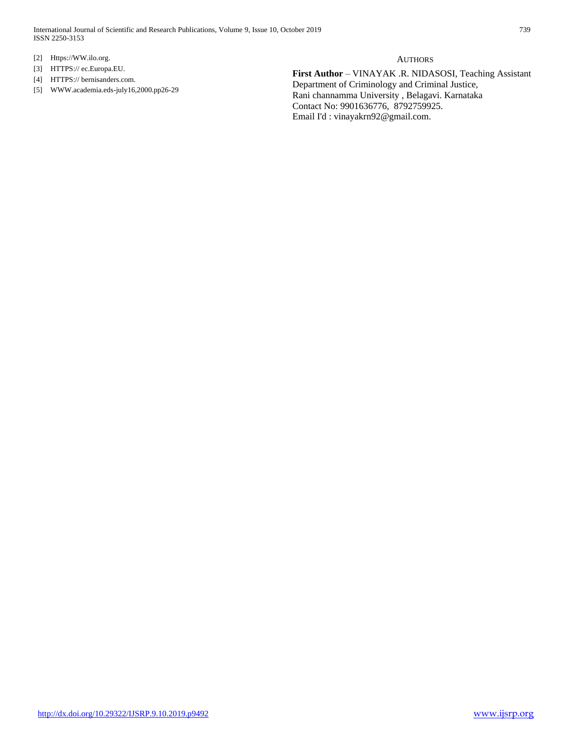[2] Https://WW.ilo.org.

[3] HTTPS:// ec.Europa.EU.

[4] HTTPS:// bernisanders.com.

[5] WWW.academia.eds-july16,2000.pp26-29

## AUTHORS

**First Author** – VINAYAK .R. NIDASOSI, Teaching Assistant Department of Criminology and Criminal Justice, Rani channamma University , Belagavi. Karnataka Contact No: 9901636776, 8792759925. Email I'd : vinayakrn92@gmail.com.